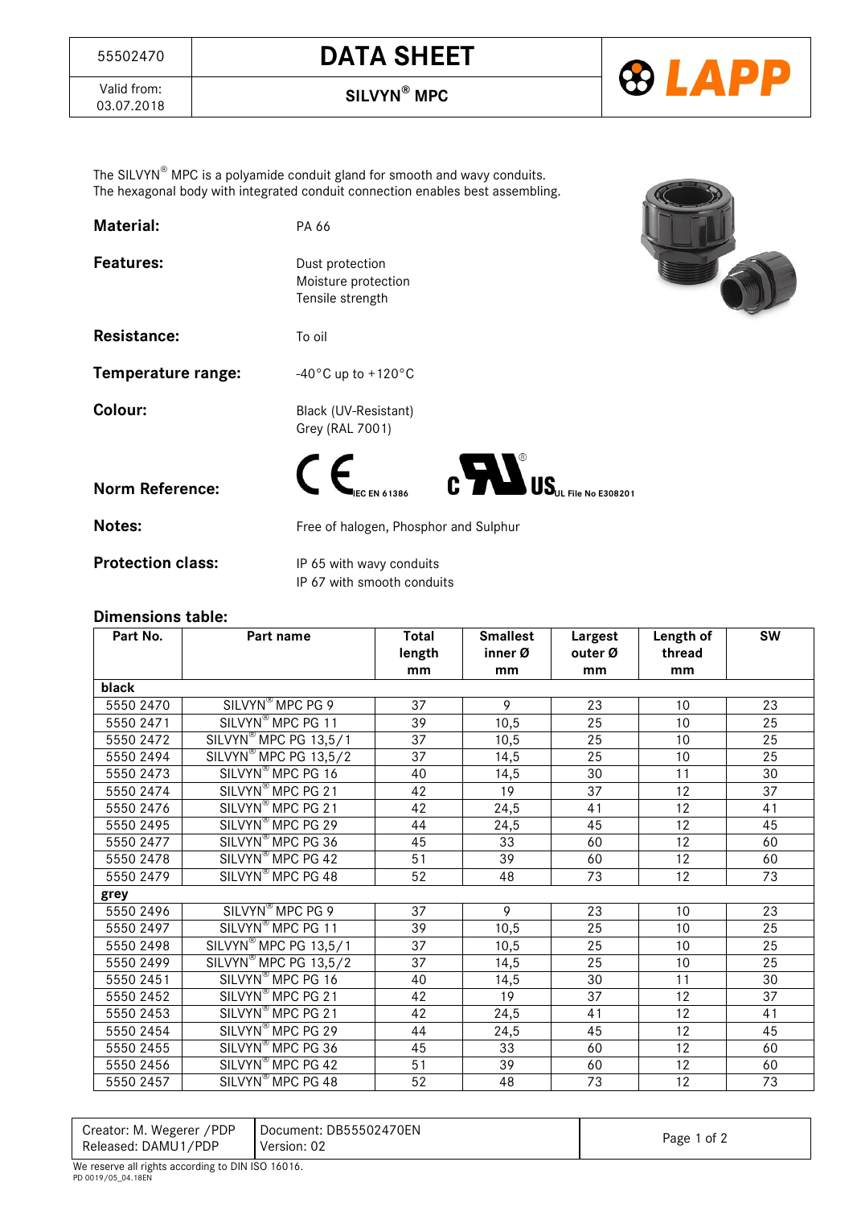| 55502470 | DATA SHEET |
|---|---|
| Valid from: 03.07.2018 | SILVYN® MPC |

The SILVYN® MPC is a polyamide conduit gland for smooth and wavy conduits.
The hexagonal body with integrated conduit connection enables best assembling.

**Material:** PA 66

**Features:**
Dust protection
Moisture protection
Tensile strength

**Resistance:** To oil

**Temperature range:** -40°C up to +120°C

**Colour:**
Black (UV-Resistant)
Grey (RAL 7001)

**Norm Reference:** CE IEC EN 61386 — cULus UL File No E308201

**Notes:** Free of halogen, Phosphor and Sulphur

**Protection class:**
IP 65 with wavy conduits
IP 67 with smooth conduits

## Dimensions table:

| Part No. | Part name | Total length mm | Smallest inner Ø mm | Largest outer Ø mm | Length of thread mm | SW |
|---|---|---|---|---|---|---|
| **black** | | | | | | |
| 5550 2470 | SILVYN® MPC PG 9 | 37 | 9 | 23 | 10 | 23 |
| 5550 2471 | SILVYN® MPC PG 11 | 39 | 10,5 | 25 | 10 | 25 |
| 5550 2472 | SILVYN® MPC PG 13,5/1 | 37 | 10,5 | 25 | 10 | 25 |
| 5550 2494 | SILVYN® MPC PG 13,5/2 | 37 | 14,5 | 25 | 10 | 25 |
| 5550 2473 | SILVYN® MPC PG 16 | 40 | 14,5 | 30 | 11 | 30 |
| 5550 2474 | SILVYN® MPC PG 21 | 42 | 19 | 37 | 12 | 37 |
| 5550 2476 | SILVYN® MPC PG 21 | 42 | 24,5 | 41 | 12 | 41 |
| 5550 2495 | SILVYN® MPC PG 29 | 44 | 24,5 | 45 | 12 | 45 |
| 5550 2477 | SILVYN® MPC PG 36 | 45 | 33 | 60 | 12 | 60 |
| 5550 2478 | SILVYN® MPC PG 42 | 51 | 39 | 60 | 12 | 60 |
| 5550 2479 | SILVYN® MPC PG 48 | 52 | 48 | 73 | 12 | 73 |
| **grey** | | | | | | |
| 5550 2496 | SILVYN® MPC PG 9 | 37 | 9 | 23 | 10 | 23 |
| 5550 2497 | SILVYN® MPC PG 11 | 39 | 10,5 | 25 | 10 | 25 |
| 5550 2498 | SILVYN® MPC PG 13,5/1 | 37 | 10,5 | 25 | 10 | 25 |
| 5550 2499 | SILVYN® MPC PG 13,5/2 | 37 | 14,5 | 25 | 10 | 25 |
| 5550 2451 | SILVYN® MPC PG 16 | 40 | 14,5 | 30 | 11 | 30 |
| 5550 2452 | SILVYN® MPC PG 21 | 42 | 19 | 37 | 12 | 37 |
| 5550 2453 | SILVYN® MPC PG 21 | 42 | 24,5 | 41 | 12 | 41 |
| 5550 2454 | SILVYN® MPC PG 29 | 44 | 24,5 | 45 | 12 | 45 |
| 5550 2455 | SILVYN® MPC PG 36 | 45 | 33 | 60 | 12 | 60 |
| 5550 2456 | SILVYN® MPC PG 42 | 51 | 39 | 60 | 12 | 60 |
| 5550 2457 | SILVYN® MPC PG 48 | 52 | 48 | 73 | 12 | 73 |

| Creator: M. Wegerer /PDP Released: DAMU1/PDP | Document: DB55502470EN Version: 02 |
|---|---|

We reserve all rights according to DIN ISO 16016.
PD 0019/05_04.18EN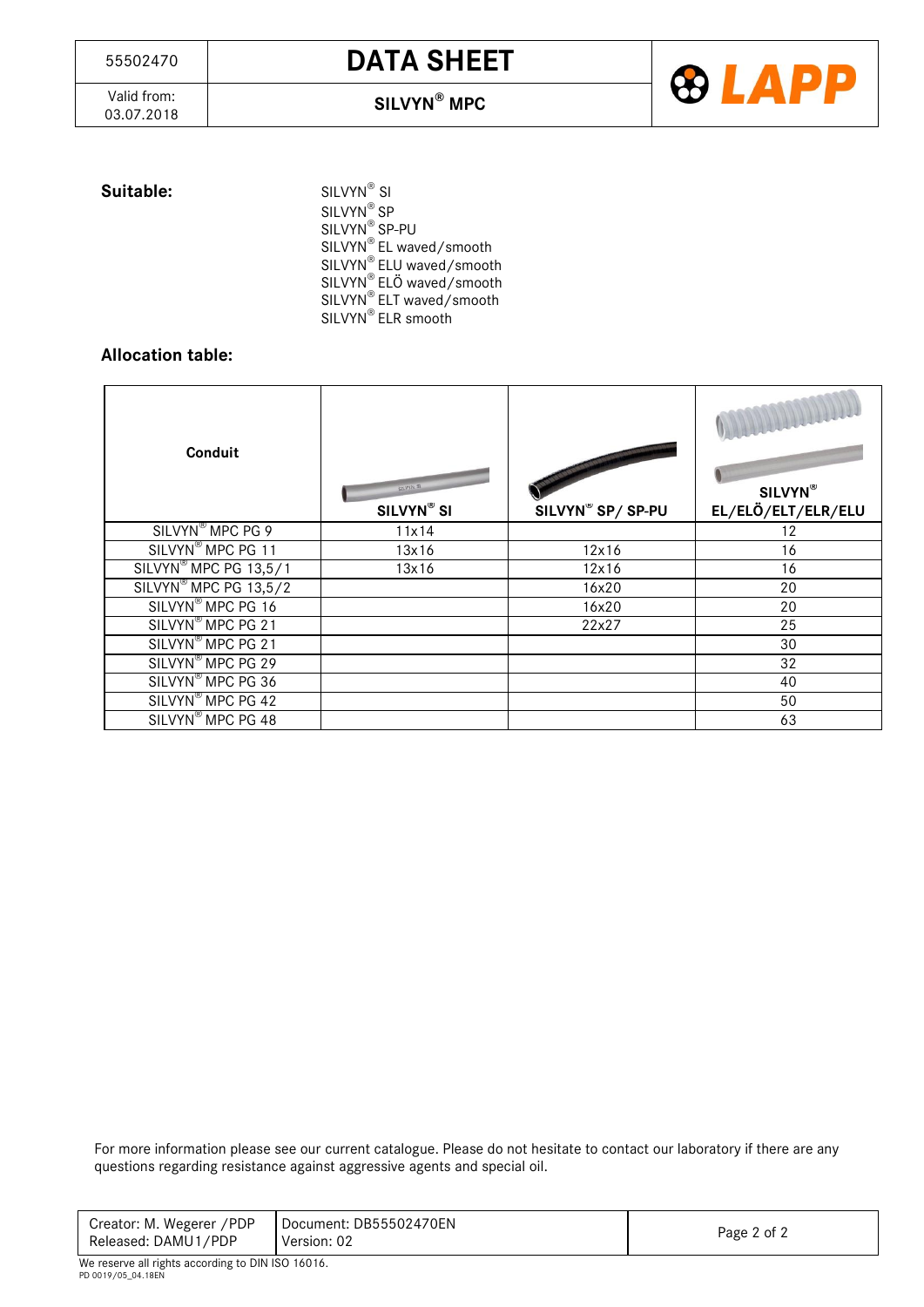**Suitable:**

SILVYN® SI
SILVYN® SP
SILVYN® SP-PU
SILVYN® EL waved/smooth
SILVYN® ELU waved/smooth
SILVYN® ELÖ waved/smooth
SILVYN® ELT waved/smooth
SILVYN® ELR smooth

**Allocation table:**

| Conduit | SILVYN® SI | SILVYN® SP/ SP-PU | SILVYN® EL/ELÖ/ELT/ELR/ELU |
|---|---|---|---|
| SILVYN® MPC PG 9 | 11x14 | | 12 |
| SILVYN® MPC PG 11 | 13x16 | 12x16 | 16 |
| SILVYN® MPC PG 13,5/1 | 13x16 | 12x16 | 16 |
| SILVYN® MPC PG 13,5/2 | | 16x20 | 20 |
| SILVYN® MPC PG 16 | | 16x20 | 20 |
| SILVYN® MPC PG 21 | | 22x27 | 25 |
| SILVYN® MPC PG 21 | | | 30 |
| SILVYN® MPC PG 29 | | | 32 |
| SILVYN® MPC PG 36 | | | 40 |
| SILVYN® MPC PG 42 | | | 50 |
| SILVYN® MPC PG 48 | | | 63 |

For more information please see our current catalogue. Please do not hesitate to contact our laboratory if there are any questions regarding resistance against aggressive agents and special oil.